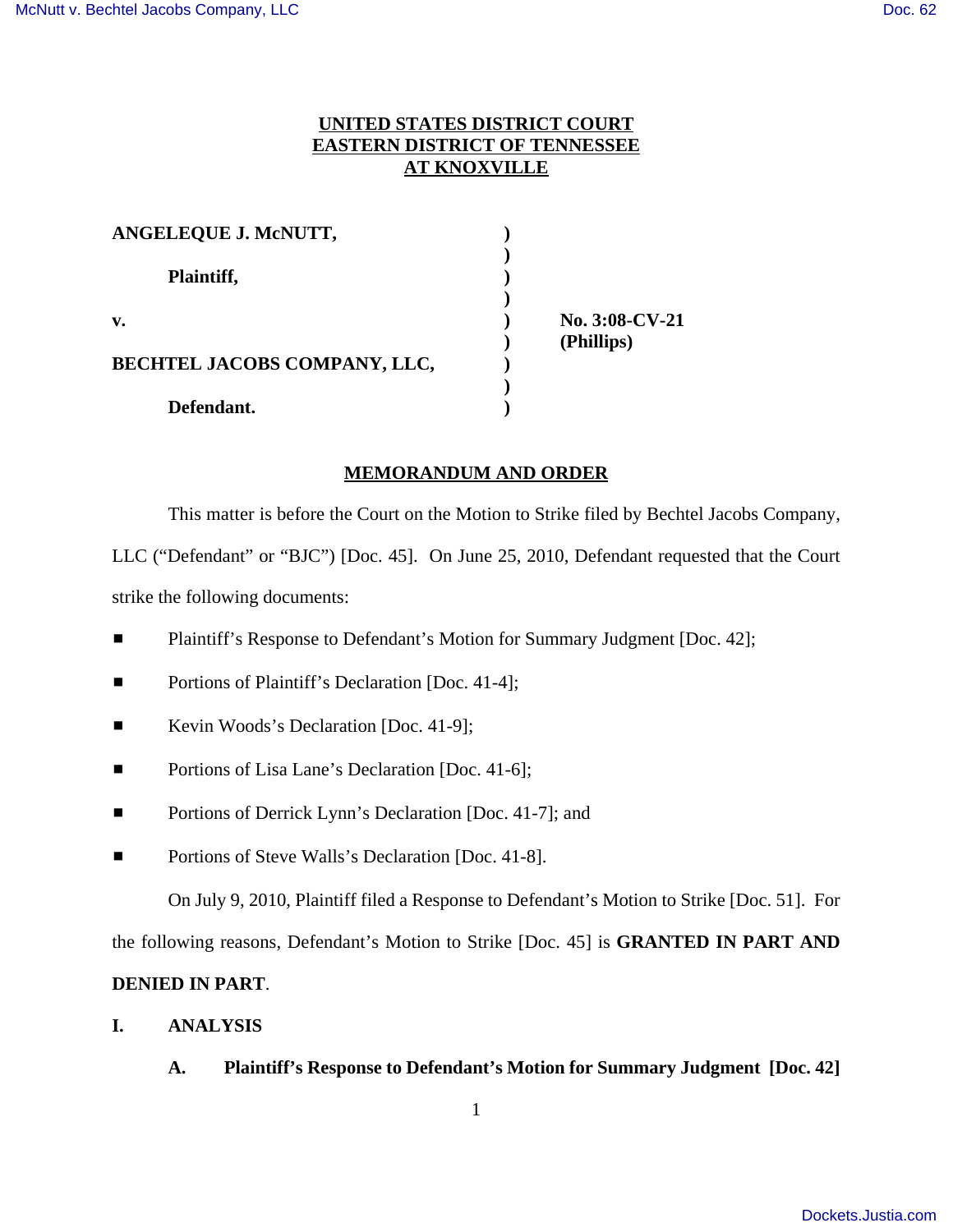**UNITED STATES DISTRICT COURT**
**EASTERN DISTRICT OF TENNESSEE**
**AT KNOXVILLE**

| | | |
|---|---|---|
| **ANGELEQUE J. McNUTT,** | ) | |
| | ) | |
| **Plaintiff,** | ) | |
| | ) | |
| **v.** | ) | **No. 3:08-CV-21** |
| | ) | **(Phillips)** |
| **BECHTEL JACOBS COMPANY, LLC,** | ) | |
| | ) | |
| **Defendant.** | ) | |

## MEMORANDUM AND ORDER

This matter is before the Court on the Motion to Strike filed by Bechtel Jacobs Company, LLC ("Defendant" or "BJC") [Doc. 45]. On June 25, 2010, Defendant requested that the Court strike the following documents:

- Plaintiff's Response to Defendant's Motion for Summary Judgment [Doc. 42];
- Portions of Plaintiff's Declaration [Doc. 41-4];
- Kevin Woods's Declaration [Doc. 41-9];
- Portions of Lisa Lane's Declaration [Doc. 41-6];
- Portions of Derrick Lynn's Declaration [Doc. 41-7]; and
- Portions of Steve Walls's Declaration [Doc. 41-8].

On July 9, 2010, Plaintiff filed a Response to Defendant's Motion to Strike [Doc. 51]. For the following reasons, Defendant's Motion to Strike [Doc. 45] is **GRANTED IN PART AND DENIED IN PART**.

## I. ANALYSIS

### A. Plaintiff's Response to Defendant's Motion for Summary Judgment [Doc. 42]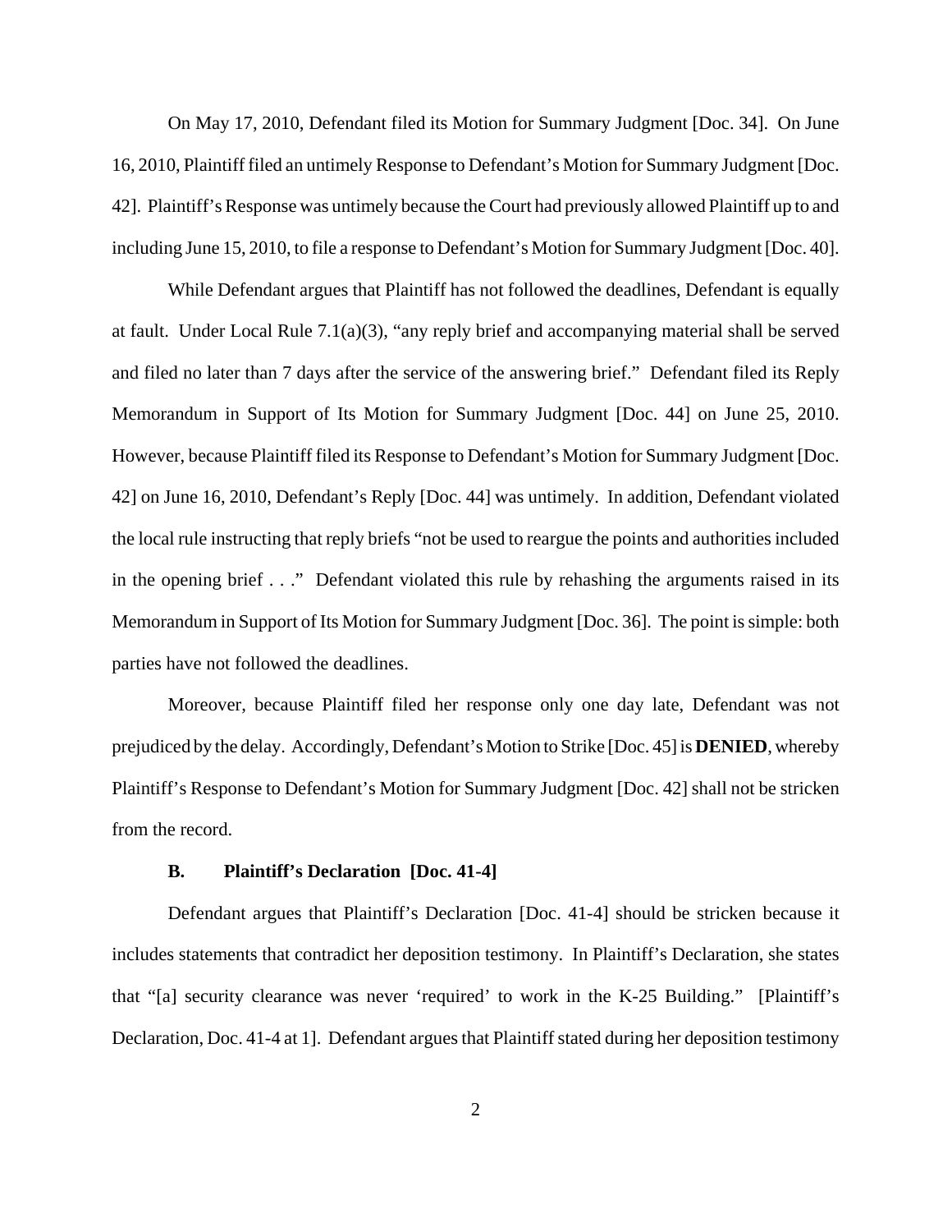On May 17, 2010, Defendant filed its Motion for Summary Judgment [Doc. 34]. On June 16, 2010, Plaintiff filed an untimely Response to Defendant's Motion for Summary Judgment [Doc. 42]. Plaintiff's Response was untimely because the Court had previously allowed Plaintiff up to and including June 15, 2010, to file a response to Defendant's Motion for Summary Judgment [Doc. 40].

While Defendant argues that Plaintiff has not followed the deadlines, Defendant is equally at fault. Under Local Rule 7.1(a)(3), "any reply brief and accompanying material shall be served and filed no later than 7 days after the service of the answering brief." Defendant filed its Reply Memorandum in Support of Its Motion for Summary Judgment [Doc. 44] on June 25, 2010. However, because Plaintiff filed its Response to Defendant's Motion for Summary Judgment [Doc. 42] on June 16, 2010, Defendant's Reply [Doc. 44] was untimely. In addition, Defendant violated the local rule instructing that reply briefs "not be used to reargue the points and authorities included in the opening brief . . ." Defendant violated this rule by rehashing the arguments raised in its Memorandum in Support of Its Motion for Summary Judgment [Doc. 36]. The point is simple: both parties have not followed the deadlines.

Moreover, because Plaintiff filed her response only one day late, Defendant was not prejudiced by the delay. Accordingly, Defendant's Motion to Strike [Doc. 45] is **DENIED**, whereby Plaintiff's Response to Defendant's Motion for Summary Judgment [Doc. 42] shall not be stricken from the record.

### B. Plaintiff's Declaration [Doc. 41-4]

Defendant argues that Plaintiff's Declaration [Doc. 41-4] should be stricken because it includes statements that contradict her deposition testimony. In Plaintiff's Declaration, she states that "[a] security clearance was never 'required' to work in the K-25 Building." [Plaintiff's Declaration, Doc. 41-4 at 1]. Defendant argues that Plaintiff stated during her deposition testimony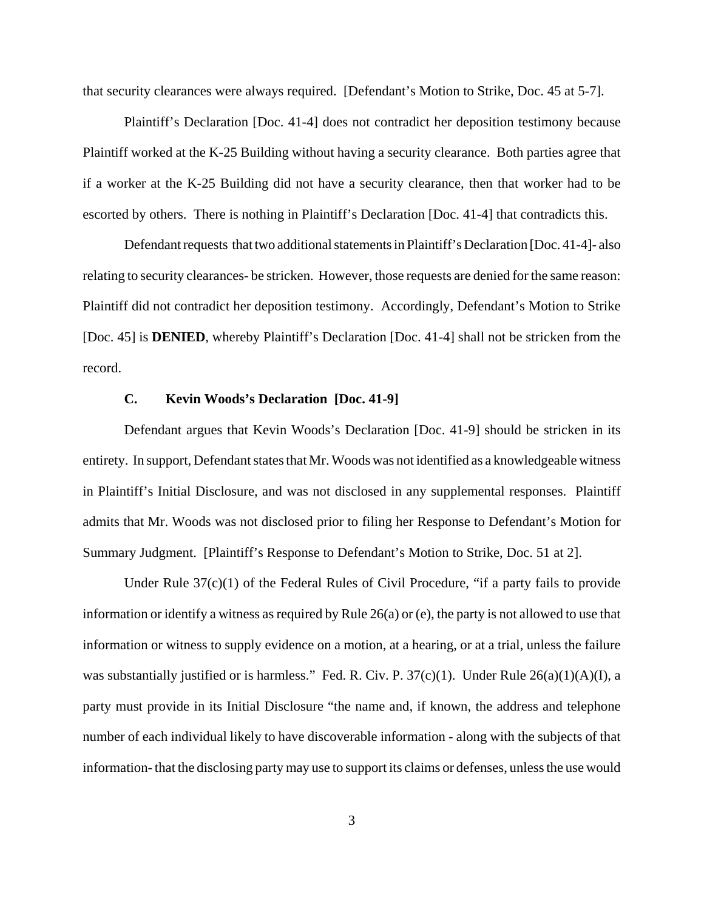that security clearances were always required. [Defendant's Motion to Strike, Doc. 45 at 5-7].

Plaintiff's Declaration [Doc. 41-4] does not contradict her deposition testimony because Plaintiff worked at the K-25 Building without having a security clearance. Both parties agree that if a worker at the K-25 Building did not have a security clearance, then that worker had to be escorted by others. There is nothing in Plaintiff's Declaration [Doc. 41-4] that contradicts this.

Defendant requests that two additional statements in Plaintiff's Declaration [Doc. 41-4]- also relating to security clearances- be stricken. However, those requests are denied for the same reason: Plaintiff did not contradict her deposition testimony. Accordingly, Defendant's Motion to Strike [Doc. 45] is **DENIED**, whereby Plaintiff's Declaration [Doc. 41-4] shall not be stricken from the record.

### C. Kevin Woods's Declaration [Doc. 41-9]

Defendant argues that Kevin Woods's Declaration [Doc. 41-9] should be stricken in its entirety. In support, Defendant states that Mr. Woods was not identified as a knowledgeable witness in Plaintiff's Initial Disclosure, and was not disclosed in any supplemental responses. Plaintiff admits that Mr. Woods was not disclosed prior to filing her Response to Defendant's Motion for Summary Judgment. [Plaintiff's Response to Defendant's Motion to Strike, Doc. 51 at 2].

Under Rule 37(c)(1) of the Federal Rules of Civil Procedure, "if a party fails to provide information or identify a witness as required by Rule 26(a) or (e), the party is not allowed to use that information or witness to supply evidence on a motion, at a hearing, or at a trial, unless the failure was substantially justified or is harmless." Fed. R. Civ. P. 37(c)(1). Under Rule 26(a)(1)(A)(I), a party must provide in its Initial Disclosure "the name and, if known, the address and telephone number of each individual likely to have discoverable information - along with the subjects of that information- that the disclosing party may use to support its claims or defenses, unless the use would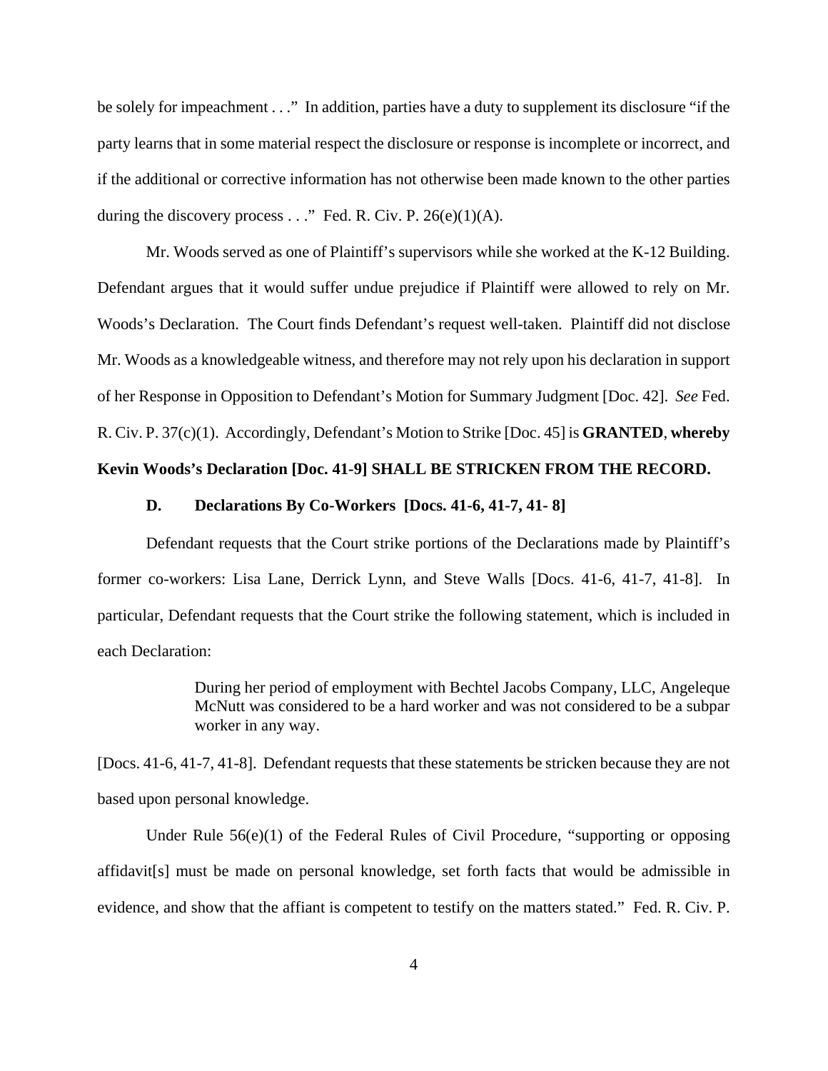be solely for impeachment . . ." In addition, parties have a duty to supplement its disclosure "if the party learns that in some material respect the disclosure or response is incomplete or incorrect, and if the additional or corrective information has not otherwise been made known to the other parties during the discovery process . . ." Fed. R. Civ. P. 26(e)(1)(A).

Mr. Woods served as one of Plaintiff's supervisors while she worked at the K-12 Building. Defendant argues that it would suffer undue prejudice if Plaintiff were allowed to rely on Mr. Woods's Declaration. The Court finds Defendant's request well-taken. Plaintiff did not disclose Mr. Woods as a knowledgeable witness, and therefore may not rely upon his declaration in support of her Response in Opposition to Defendant's Motion for Summary Judgment [Doc. 42]. *See* Fed. R. Civ. P. 37(c)(1). Accordingly, Defendant's Motion to Strike [Doc. 45] is **GRANTED**, **whereby Kevin Woods's Declaration [Doc. 41-9] SHALL BE STRICKEN FROM THE RECORD.**

### D. Declarations By Co-Workers [Docs. 41-6, 41-7, 41- 8]

Defendant requests that the Court strike portions of the Declarations made by Plaintiff's former co-workers: Lisa Lane, Derrick Lynn, and Steve Walls [Docs. 41-6, 41-7, 41-8]. In particular, Defendant requests that the Court strike the following statement, which is included in each Declaration:

> During her period of employment with Bechtel Jacobs Company, LLC, Angeleque McNutt was considered to be a hard worker and was not considered to be a subpar worker in any way.

[Docs. 41-6, 41-7, 41-8]. Defendant requests that these statements be stricken because they are not based upon personal knowledge.

Under Rule 56(e)(1) of the Federal Rules of Civil Procedure, "supporting or opposing affidavit[s] must be made on personal knowledge, set forth facts that would be admissible in evidence, and show that the affiant is competent to testify on the matters stated." Fed. R. Civ. P.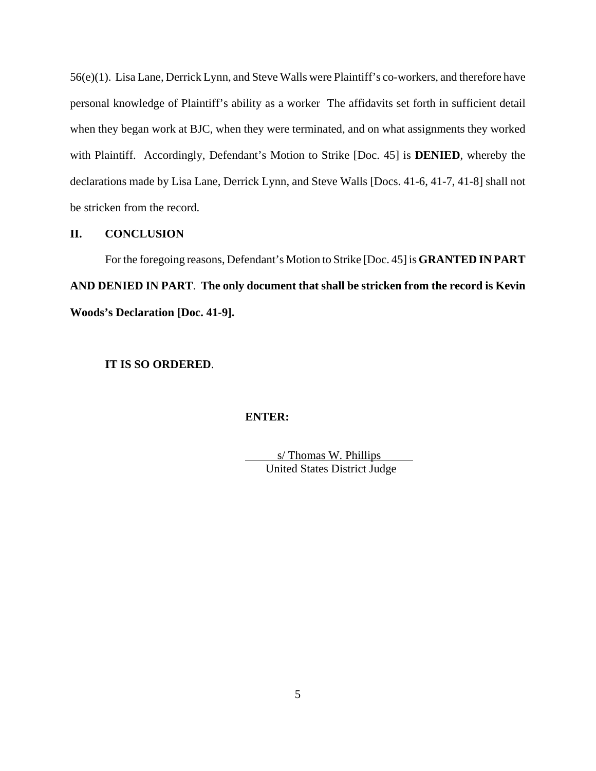56(e)(1). Lisa Lane, Derrick Lynn, and Steve Walls were Plaintiff's co-workers, and therefore have personal knowledge of Plaintiff's ability as a worker The affidavits set forth in sufficient detail when they began work at BJC, when they were terminated, and on what assignments they worked with Plaintiff. Accordingly, Defendant's Motion to Strike [Doc. 45] is **DENIED**, whereby the declarations made by Lisa Lane, Derrick Lynn, and Steve Walls [Docs. 41-6, 41-7, 41-8] shall not be stricken from the record.

## II. CONCLUSION

For the foregoing reasons, Defendant's Motion to Strike [Doc. 45] is **GRANTED IN PART AND DENIED IN PART**. **The only document that shall be stricken from the record is Kevin Woods's Declaration [Doc. 41-9].**

**IT IS SO ORDERED**.

**ENTER:**

s/ Thomas W. Phillips
United States District Judge